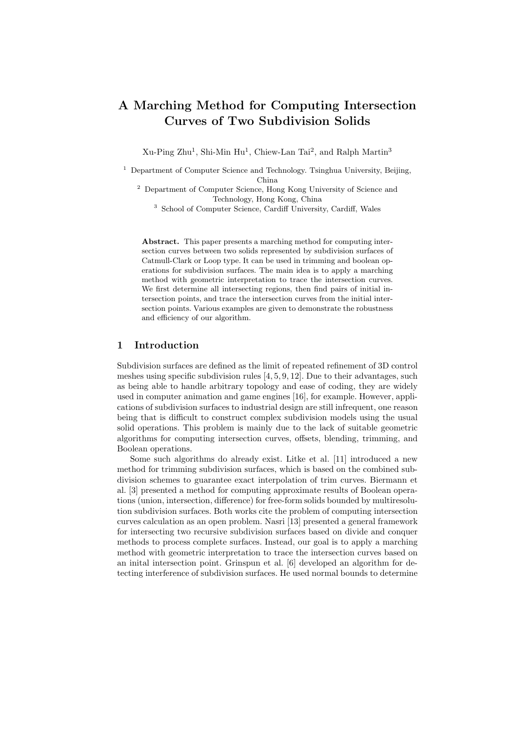# A Marching Method for Computing Intersection Curves of Two Subdivision Solids

Xu-Ping Zhu[1], Shi-Min Hu[1], Chiew-Lan Tai[2], and Ralph Martin[3]

[1] Department of Computer Science and Technology. Tsinghua University, Beijing, China

[2] Department of Computer Science, Hong Kong University of Science and Technology, Hong Kong, China

[3] School of Computer Science, Cardiff University, Cardiff, Wales

**Abstract.** This paper presents a marching method for computing intersection curves between two solids represented by subdivision surfaces of Catmull-Clark or Loop type. It can be used in trimming and boolean operations for subdivision surfaces. The main idea is to apply a marching method with geometric interpretation to trace the intersection curves. We first determine all intersecting regions, then find pairs of initial intersection points, and trace the intersection curves from the initial intersection points. Various examples are given to demonstrate the robustness and efficiency of our algorithm.

## 1 Introduction

Subdivision surfaces are defined as the limit of repeated refinement of 3D control meshes using specific subdivision rules [4, 5, 9, 12]. Due to their advantages, such as being able to handle arbitrary topology and ease of coding, they are widely used in computer animation and game engines [16], for example. However, applications of subdivision surfaces to industrial design are still infrequent, one reason being that is difficult to construct complex subdivision models using the usual solid operations. This problem is mainly due to the lack of suitable geometric algorithms for computing intersection curves, offsets, blending, trimming, and Boolean operations.

Some such algorithms do already exist. Litke et al. [11] introduced a new method for trimming subdivision surfaces, which is based on the combined subdivision schemes to guarantee exact interpolation of trim curves. Biermann et al. [3] presented a method for computing approximate results of Boolean operations (union, intersection, difference) for free-form solids bounded by multiresolution subdivision surfaces. Both works cite the problem of computing intersection curves calculation as an open problem. Nasri [13] presented a general framework for intersecting two recursive subdivision surfaces based on divide and conquer methods to process complete surfaces. Instead, our goal is to apply a marching method with geometric interpretation to trace the intersection curves based on an inital intersection point. Grinspun et al. [6] developed an algorithm for detecting interference of subdivision surfaces. He used normal bounds to determine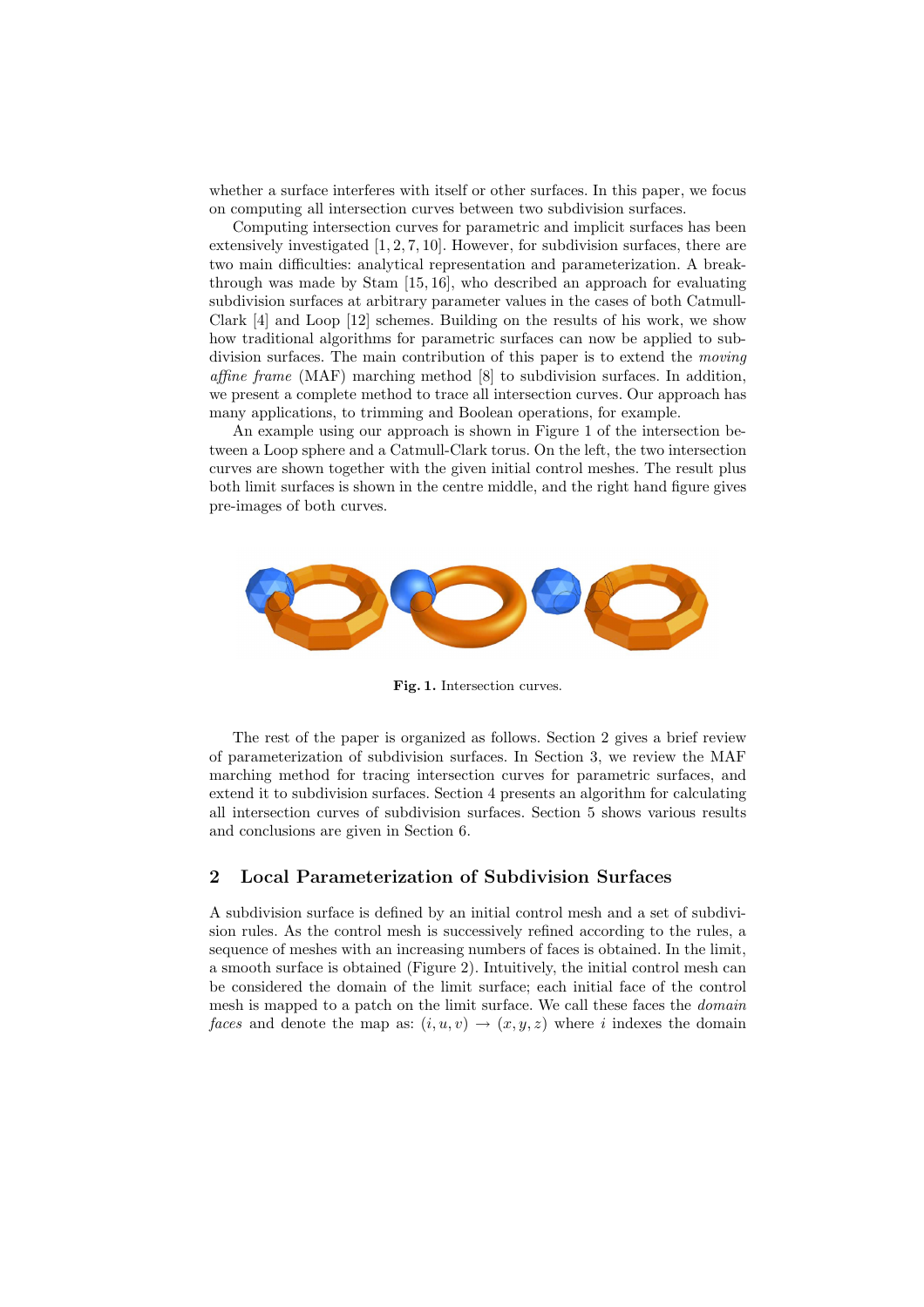whether a surface interferes with itself or other surfaces. In this paper, we focus on computing all intersection curves between two subdivision surfaces.

Computing intersection curves for parametric and implicit surfaces has been extensively investigated [1, 2, 7, 10]. However, for subdivision surfaces, there are two main difficulties: analytical representation and parameterization. A breakthrough was made by Stam [15, 16], who described an approach for evaluating subdivision surfaces at arbitrary parameter values in the cases of both Catmull-Clark [4] and Loop [12] schemes. Building on the results of his work, we show how traditional algorithms for parametric surfaces can now be applied to subdivision surfaces. The main contribution of this paper is to extend the *moving affine frame* (MAF) marching method [8] to subdivision surfaces. In addition, we present a complete method to trace all intersection curves. Our approach has many applications, to trimming and Boolean operations, for example.

An example using our approach is shown in Figure 1 of the intersection between a Loop sphere and a Catmull-Clark torus. On the left, the two intersection curves are shown together with the given initial control meshes. The result plus both limit surfaces is shown in the centre middle, and the right hand figure gives pre-images of both curves.

**Fig. 1.** Intersection curves.

The rest of the paper is organized as follows. Section 2 gives a brief review of parameterization of subdivision surfaces. In Section 3, we review the MAF marching method for tracing intersection curves for parametric surfaces, and extend it to subdivision surfaces. Section 4 presents an algorithm for calculating all intersection curves of subdivision surfaces. Section 5 shows various results and conclusions are given in Section 6.

## 2 Local Parameterization of Subdivision Surfaces

A subdivision surface is defined by an initial control mesh and a set of subdivision rules. As the control mesh is successively refined according to the rules, a sequence of meshes with an increasing numbers of faces is obtained. In the limit, a smooth surface is obtained (Figure 2). Intuitively, the initial control mesh can be considered the domain of the limit surface; each initial face of the control mesh is mapped to a patch on the limit surface. We call these faces the *domain faces* and denote the map as: $(i, u, v) \to (x, y, z)$ where $i$ indexes the domain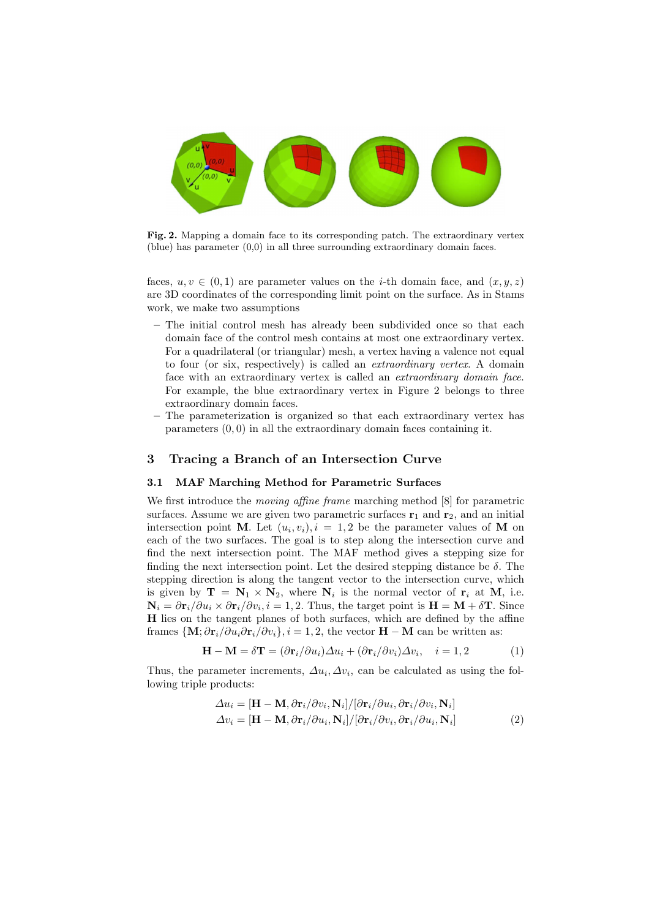**Fig. 2.** Mapping a domain face to its corresponding patch. The extraordinary vertex (blue) has parameter (0,0) in all three surrounding extraordinary domain faces.

faces, $u, v \in (0, 1)$ are parameter values on the $i$-th domain face, and $(x, y, z)$ are 3D coordinates of the corresponding limit point on the surface. As in Stams work, we make two assumptions

- The initial control mesh has already been subdivided once so that each domain face of the control mesh contains at most one extraordinary vertex. For a quadrilateral (or triangular) mesh, a vertex having a valence not equal to four (or six, respectively) is called an *extraordinary vertex*. A domain face with an extraordinary vertex is called an *extraordinary domain face*. For example, the blue extraordinary vertex in Figure 2 belongs to three extraordinary domain faces.
- The parameterization is organized so that each extraordinary vertex has parameters $(0, 0)$ in all the extraordinary domain faces containing it.

## 3 Tracing a Branch of an Intersection Curve

### 3.1 MAF Marching Method for Parametric Surfaces

We first introduce the *moving affine frame* marching method [8] for parametric surfaces. Assume we are given two parametric surfaces $\mathbf{r}_1$ and $\mathbf{r}_2$, and an initial intersection point $\mathbf{M}$. Let $(u_i, v_i), i = 1, 2$ be the parameter values of $\mathbf{M}$ on each of the two surfaces. The goal is to step along the intersection curve and find the next intersection point. The MAF method gives a stepping size for finding the next intersection point. Let the desired stepping distance be $\delta$. The stepping direction is along the tangent vector to the intersection curve, which is given by $\mathbf{T} = \mathbf{N}_1 \times \mathbf{N}_2$, where $\mathbf{N}_i$ is the normal vector of $\mathbf{r}_i$ at $\mathbf{M}$, i.e. $\mathbf{N}_i = \partial\mathbf{r}_i/\partial u_i \times \partial\mathbf{r}_i/\partial v_i, i = 1, 2$. Thus, the target point is $\mathbf{H} = \mathbf{M} + \delta\mathbf{T}$. Since $\mathbf{H}$ lies on the tangent planes of both surfaces, which are defined by the affine frames $\{\mathbf{M}; \partial\mathbf{r}_i/\partial u_i \partial\mathbf{r}_i/\partial v_i\}, i = 1, 2$, the vector $\mathbf{H} - \mathbf{M}$ can be written as:

$$\mathbf{H} - \mathbf{M} = \delta\mathbf{T} = (\partial\mathbf{r}_i/\partial u_i)\Delta u_i + (\partial\mathbf{r}_i/\partial v_i)\Delta v_i, \quad i = 1, 2 \tag{1}$$

Thus, the parameter increments, $\Delta u_i, \Delta v_i$, can be calculated as using the following triple products:

$$\begin{aligned}
\Delta u_i &= [\mathbf{H} - \mathbf{M}, \partial\mathbf{r}_i/\partial v_i, \mathbf{N}_i]/[\partial\mathbf{r}_i/\partial u_i, \partial\mathbf{r}_i/\partial v_i, \mathbf{N}_i] \\
\Delta v_i &= [\mathbf{H} - \mathbf{M}, \partial\mathbf{r}_i/\partial u_i, \mathbf{N}_i]/[\partial\mathbf{r}_i/\partial v_i, \partial\mathbf{r}_i/\partial u_i, \mathbf{N}_i]
\end{aligned} \tag{2}$$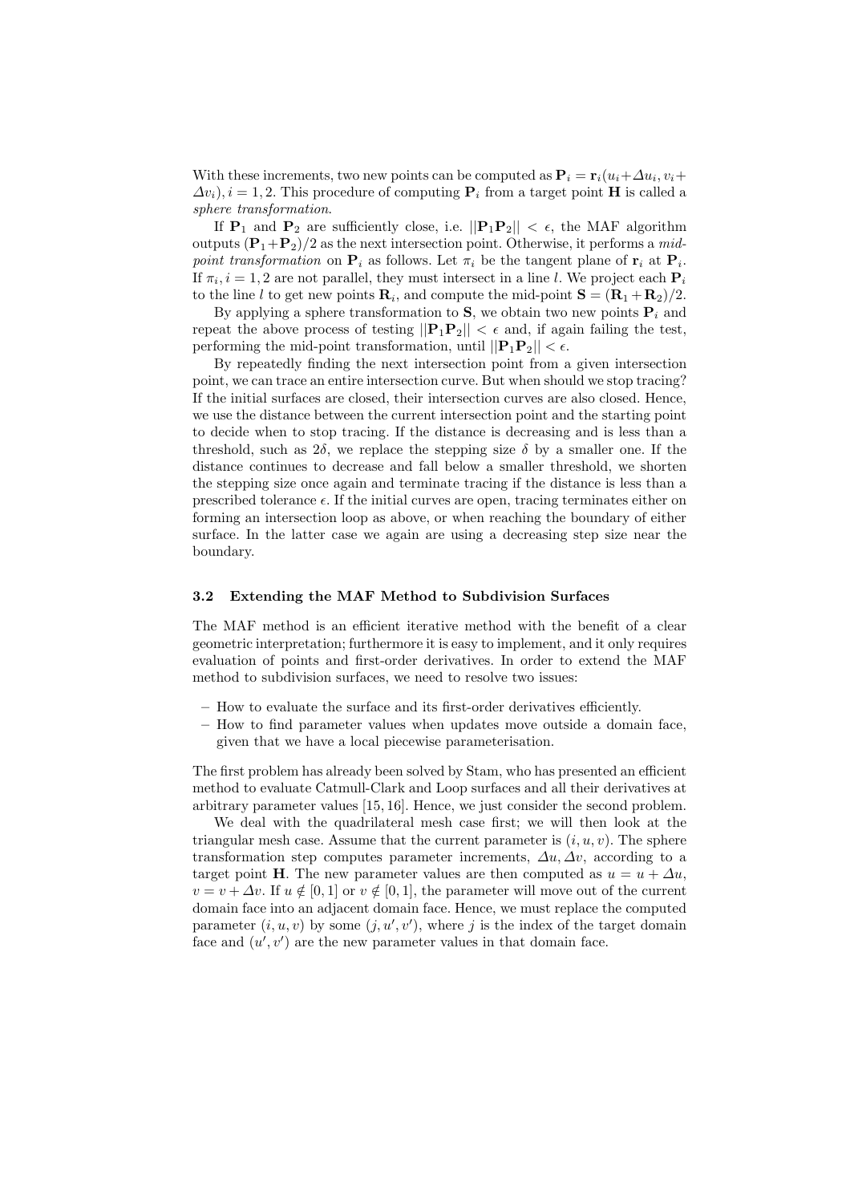With these increments, two new points can be computed as $\mathbf{P}_i = \mathbf{r}_i(u_i + \Delta u_i, v_i + \Delta v_i), i = 1, 2$. This procedure of computing $\mathbf{P}_i$ from a target point $\mathbf{H}$ is called a *sphere transformation*.

If $\mathbf{P}_1$ and $\mathbf{P}_2$ are sufficiently close, i.e. $||\mathbf{P}_1\mathbf{P}_2|| < \epsilon$, the MAF algorithm outputs $(\mathbf{P}_1 + \mathbf{P}_2)/2$ as the next intersection point. Otherwise, it performs a *mid-point transformation* on $\mathbf{P}_i$ as follows. Let $\pi_i$ be the tangent plane of $\mathbf{r}_i$ at $\mathbf{P}_i$. If $\pi_i, i = 1, 2$ are not parallel, they must intersect in a line $l$. We project each $\mathbf{P}_i$ to the line $l$ to get new points $\mathbf{R}_i$, and compute the mid-point $\mathbf{S} = (\mathbf{R}_1 + \mathbf{R}_2)/2$.

By applying a sphere transformation to $\mathbf{S}$, we obtain two new points $\mathbf{P}_i$ and repeat the above process of testing $||\mathbf{P}_1\mathbf{P}_2|| < \epsilon$ and, if again failing the test, performing the mid-point transformation, until $||\mathbf{P}_1\mathbf{P}_2|| < \epsilon$.

By repeatedly finding the next intersection point from a given intersection point, we can trace an entire intersection curve. But when should we stop tracing? If the initial surfaces are closed, their intersection curves are also closed. Hence, we use the distance between the current intersection point and the starting point to decide when to stop tracing. If the distance is decreasing and is less than a threshold, such as $2\delta$, we replace the stepping size $\delta$ by a smaller one. If the distance continues to decrease and fall below a smaller threshold, we shorten the stepping size once again and terminate tracing if the distance is less than a prescribed tolerance $\epsilon$. If the initial curves are open, tracing terminates either on forming an intersection loop as above, or when reaching the boundary of either surface. In the latter case we again are using a decreasing step size near the boundary.

### 3.2 Extending the MAF Method to Subdivision Surfaces

The MAF method is an efficient iterative method with the benefit of a clear geometric interpretation; furthermore it is easy to implement, and it only requires evaluation of points and first-order derivatives. In order to extend the MAF method to subdivision surfaces, we need to resolve two issues:

- How to evaluate the surface and its first-order derivatives efficiently.
- How to find parameter values when updates move outside a domain face, given that we have a local piecewise parameterisation.

The first problem has already been solved by Stam, who has presented an efficient method to evaluate Catmull-Clark and Loop surfaces and all their derivatives at arbitrary parameter values [15, 16]. Hence, we just consider the second problem.

We deal with the quadrilateral mesh case first; we will then look at the triangular mesh case. Assume that the current parameter is $(i, u, v)$. The sphere transformation step computes parameter increments, $\Delta u, \Delta v$, according to a target point $\mathbf{H}$. The new parameter values are then computed as $u = u + \Delta u$, $v = v + \Delta v$. If $u \notin [0, 1]$ or $v \notin [0, 1]$, the parameter will move out of the current domain face into an adjacent domain face. Hence, we must replace the computed parameter $(i, u, v)$ by some $(j, u', v')$, where $j$ is the index of the target domain face and $(u', v')$ are the new parameter values in that domain face.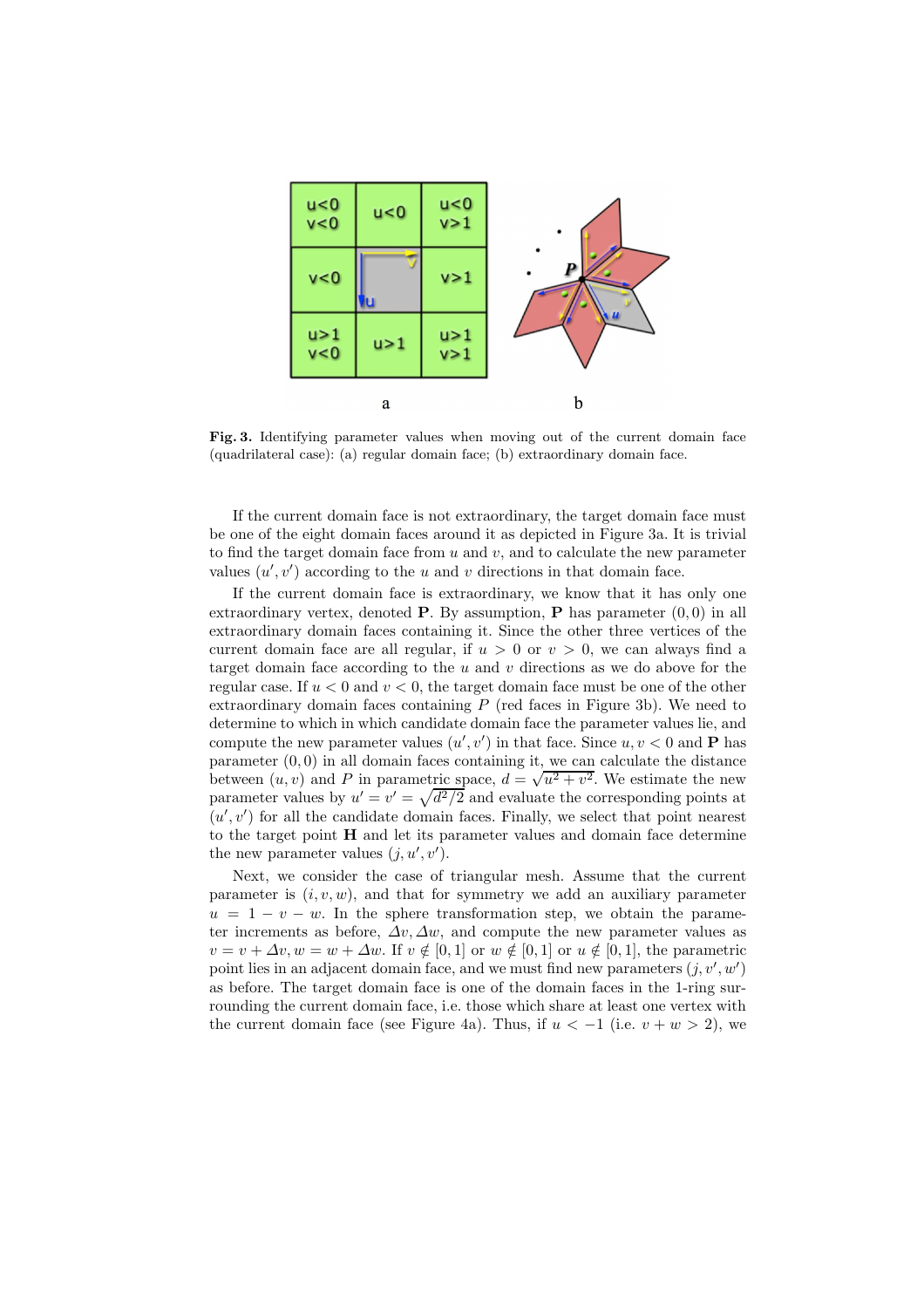**Fig. 3.** Identifying parameter values when moving out of the current domain face (quadrilateral case): (a) regular domain face; (b) extraordinary domain face.

If the current domain face is not extraordinary, the target domain face must be one of the eight domain faces around it as depicted in Figure 3a. It is trivial to find the target domain face from $u$ and $v$, and to calculate the new parameter values $(u', v')$ according to the $u$ and $v$ directions in that domain face.

If the current domain face is extraordinary, we know that it has only one extraordinary vertex, denoted $\mathbf{P}$. By assumption, $\mathbf{P}$ has parameter $(0, 0)$ in all extraordinary domain faces containing it. Since the other three vertices of the current domain face are all regular, if $u > 0$ or $v > 0$, we can always find a target domain face according to the $u$ and $v$ directions as we do above for the regular case. If $u < 0$ and $v < 0$, the target domain face must be one of the other extraordinary domain faces containing $P$ (red faces in Figure 3b). We need to determine to which in which candidate domain face the parameter values lie, and compute the new parameter values $(u', v')$ in that face. Since $u, v < 0$ and $\mathbf{P}$ has parameter $(0, 0)$ in all domain faces containing it, we can calculate the distance between $(u, v)$ and $P$ in parametric space, $d = \sqrt{u^2 + v^2}$. We estimate the new parameter values by $u' = v' = \sqrt{d^2/2}$ and evaluate the corresponding points at $(u', v')$ for all the candidate domain faces. Finally, we select that point nearest to the target point $\mathbf{H}$ and let its parameter values and domain face determine the new parameter values $(j, u', v')$.

Next, we consider the case of triangular mesh. Assume that the current parameter is $(i, v, w)$, and that for symmetry we add an auxiliary parameter $u = 1 - v - w$. In the sphere transformation step, we obtain the parameter increments as before, $\Delta v, \Delta w$, and compute the new parameter values as $v = v + \Delta v, w = w + \Delta w$. If $v \notin [0, 1]$ or $w \notin [0, 1]$ or $u \notin [0, 1]$, the parametric point lies in an adjacent domain face, and we must find new parameters $(j, v', w')$ as before. The target domain face is one of the domain faces in the 1-ring surrounding the current domain face, i.e. those which share at least one vertex with the current domain face (see Figure 4a). Thus, if $u < -1$ (i.e. $v + w > 2$), we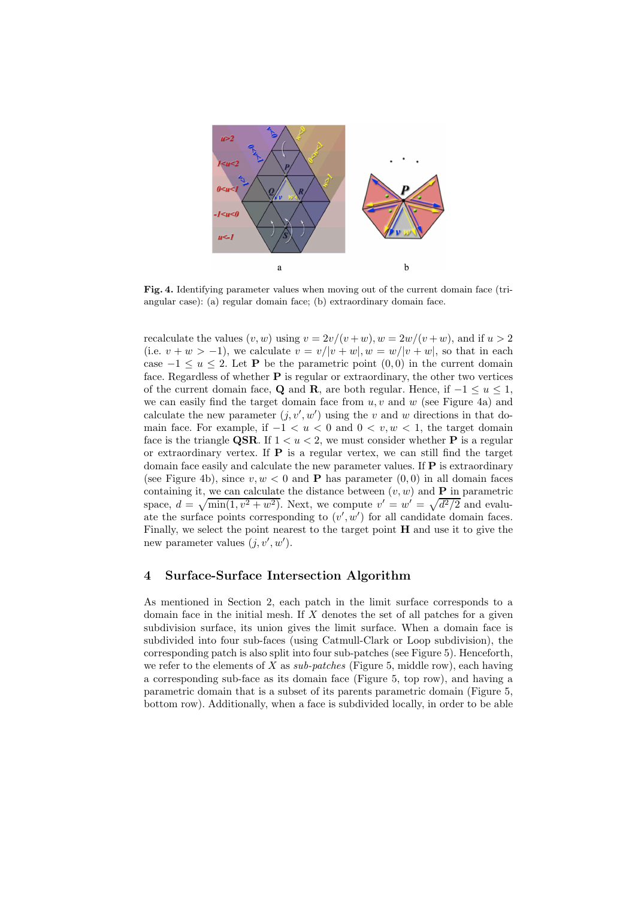**Fig. 4.** Identifying parameter values when moving out of the current domain face (triangular case): (a) regular domain face; (b) extraordinary domain face.

recalculate the values $(v, w)$ using $v = 2v/(v + w), w = 2w/(v + w)$, and if $u > 2$ (i.e. $v + w > -1$), we calculate $v = v/|v + w|, w = w/|v + w|$, so that in each case $-1 \leq u \leq 2$. Let $\mathbf{P}$ be the parametric point $(0, 0)$ in the current domain face. Regardless of whether $\mathbf{P}$ is regular or extraordinary, the other two vertices of the current domain face, $\mathbf{Q}$ and $\mathbf{R}$, are both regular. Hence, if $-1 \leq u \leq 1$, we can easily find the target domain face from $u, v$ and $w$ (see Figure 4a) and calculate the new parameter $(j, v', w')$ using the $v$ and $w$ directions in that domain face. For example, if $-1 < u < 0$ and $0 < v, w < 1$, the target domain face is the triangle $\mathbf{QSR}$. If $1 < u < 2$, we must consider whether $\mathbf{P}$ is a regular or extraordinary vertex. If $\mathbf{P}$ is a regular vertex, we can still find the target domain face easily and calculate the new parameter values. If $\mathbf{P}$ is extraordinary (see Figure 4b), since $v, w < 0$ and $\mathbf{P}$ has parameter $(0, 0)$ in all domain faces containing it, we can calculate the distance between $(v, w)$ and $\mathbf{P}$ in parametric space, $d = \sqrt{\min(1, v^2 + w^2)}$. Next, we compute $v' = w' = \sqrt{d^2/2}$ and evaluate the surface points corresponding to $(v', w')$ for all candidate domain faces. Finally, we select the point nearest to the target point $\mathbf{H}$ and use it to give the new parameter values $(j, v', w')$.

## 4 Surface-Surface Intersection Algorithm

As mentioned in Section 2, each patch in the limit surface corresponds to a domain face in the initial mesh. If $X$ denotes the set of all patches for a given subdivision surface, its union gives the limit surface. When a domain face is subdivided into four sub-faces (using Catmull-Clark or Loop subdivision), the corresponding patch is also split into four sub-patches (see Figure 5). Henceforth, we refer to the elements of $X$ as *sub-patches* (Figure 5, middle row), each having a corresponding sub-face as its domain face (Figure 5, top row), and having a parametric domain that is a subset of its parents parametric domain (Figure 5, bottom row). Additionally, when a face is subdivided locally, in order to be able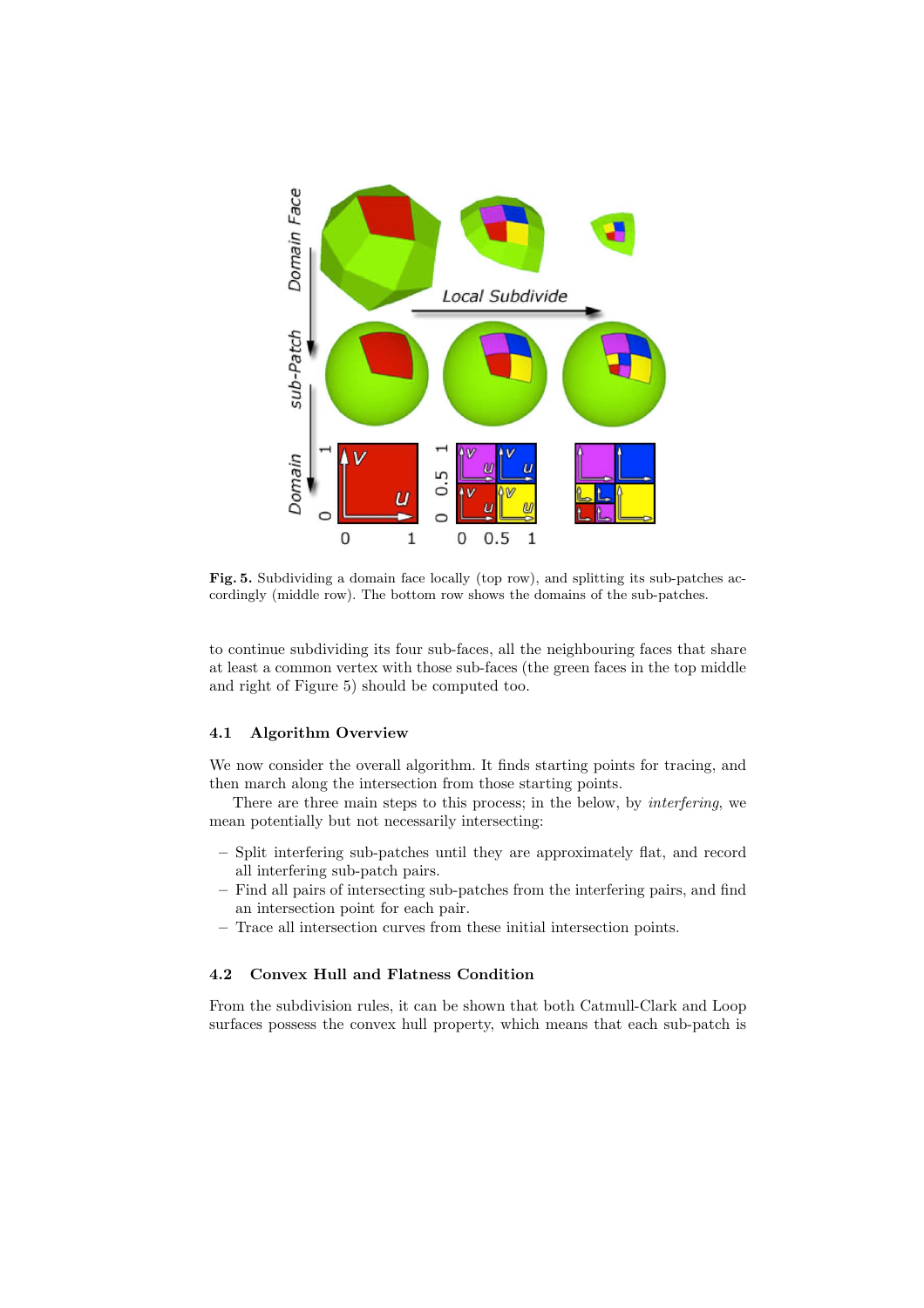**Fig. 5.** Subdividing a domain face locally (top row), and splitting its sub-patches accordingly (middle row). The bottom row shows the domains of the sub-patches.

to continue subdividing its four sub-faces, all the neighbouring faces that share at least a common vertex with those sub-faces (the green faces in the top middle and right of Figure 5) should be computed too.

### 4.1 Algorithm Overview

We now consider the overall algorithm. It finds starting points for tracing, and then march along the intersection from those starting points.

There are three main steps to this process; in the below, by *interfering*, we mean potentially but not necessarily intersecting:

- Split interfering sub-patches until they are approximately flat, and record all interfering sub-patch pairs.
- Find all pairs of intersecting sub-patches from the interfering pairs, and find an intersection point for each pair.
- Trace all intersection curves from these initial intersection points.

### 4.2 Convex Hull and Flatness Condition

From the subdivision rules, it can be shown that both Catmull-Clark and Loop surfaces possess the convex hull property, which means that each sub-patch is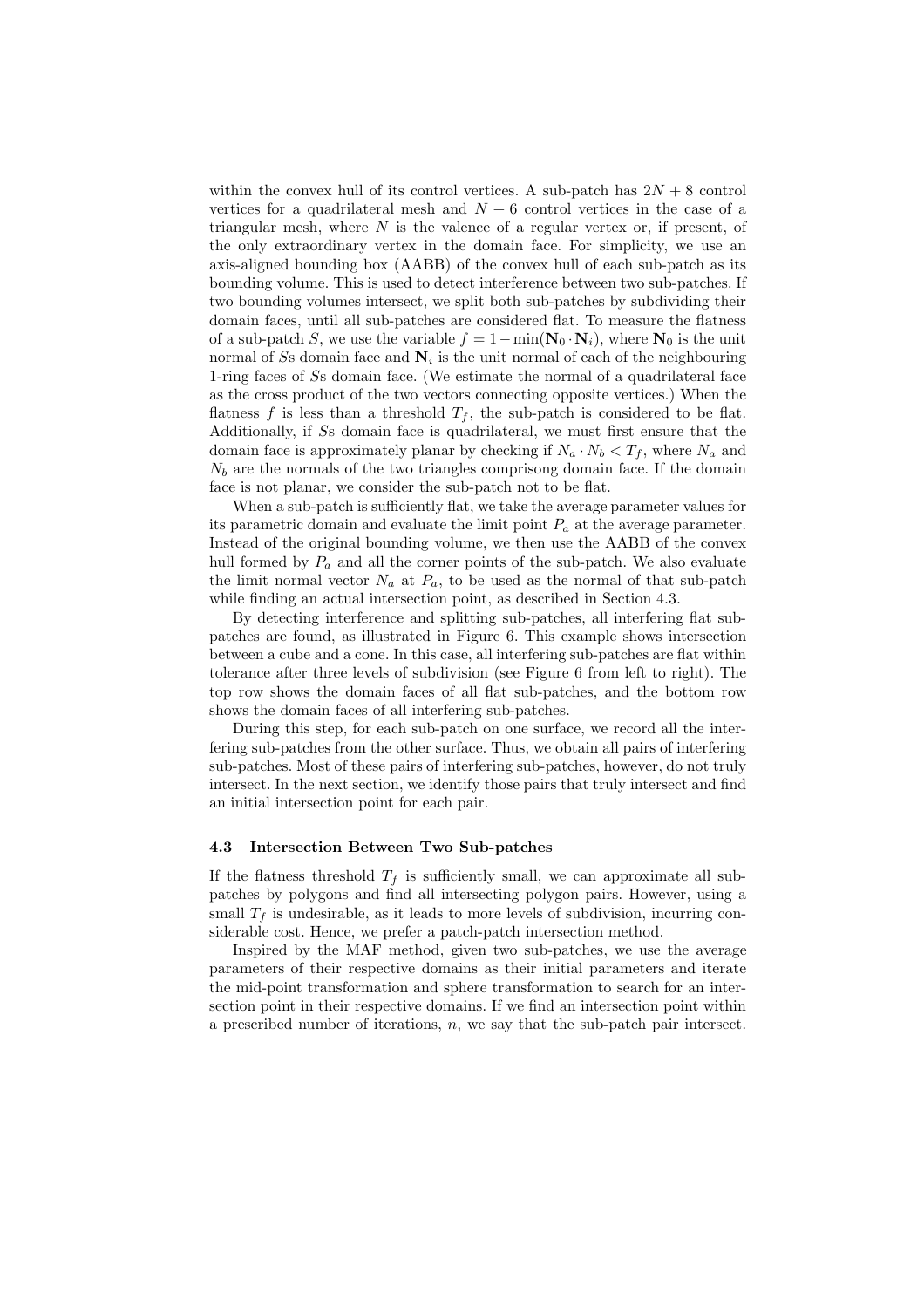within the convex hull of its control vertices. A sub-patch has $2N + 8$ control vertices for a quadrilateral mesh and $N + 6$ control vertices in the case of a triangular mesh, where $N$ is the valence of a regular vertex or, if present, of the only extraordinary vertex in the domain face. For simplicity, we use an axis-aligned bounding box (AABB) of the convex hull of each sub-patch as its bounding volume. This is used to detect interference between two sub-patches. If two bounding volumes intersect, we split both sub-patches by subdividing their domain faces, until all sub-patches are considered flat. To measure the flatness of a sub-patch $S$, we use the variable $f = 1 - \min(\mathbf{N}_0 \cdot \mathbf{N}_i)$, where $\mathbf{N}_0$ is the unit normal of $S$s domain face and $\mathbf{N}_i$ is the unit normal of each of the neighbouring 1-ring faces of $S$s domain face. (We estimate the normal of a quadrilateral face as the cross product of the two vectors connecting opposite vertices.) When the flatness $f$ is less than a threshold $T_f$, the sub-patch is considered to be flat. Additionally, if $S$s domain face is quadrilateral, we must first ensure that the domain face is approximately planar by checking if $N_a \cdot N_b < T_f$, where $N_a$ and $N_b$ are the normals of the two triangles comprisong domain face. If the domain face is not planar, we consider the sub-patch not to be flat.

When a sub-patch is sufficiently flat, we take the average parameter values for its parametric domain and evaluate the limit point $P_a$ at the average parameter. Instead of the original bounding volume, we then use the AABB of the convex hull formed by $P_a$ and all the corner points of the sub-patch. We also evaluate the limit normal vector $N_a$ at $P_a$, to be used as the normal of that sub-patch while finding an actual intersection point, as described in Section 4.3.

By detecting interference and splitting sub-patches, all interfering flat sub-patches are found, as illustrated in Figure 6. This example shows intersection between a cube and a cone. In this case, all interfering sub-patches are flat within tolerance after three levels of subdivision (see Figure 6 from left to right). The top row shows the domain faces of all flat sub-patches, and the bottom row shows the domain faces of all interfering sub-patches.

During this step, for each sub-patch on one surface, we record all the interfering sub-patches from the other surface. Thus, we obtain all pairs of interfering sub-patches. Most of these pairs of interfering sub-patches, however, do not truly intersect. In the next section, we identify those pairs that truly intersect and find an initial intersection point for each pair.

### 4.3 Intersection Between Two Sub-patches

If the flatness threshold $T_f$ is sufficiently small, we can approximate all sub-patches by polygons and find all intersecting polygon pairs. However, using a small $T_f$ is undesirable, as it leads to more levels of subdivision, incurring considerable cost. Hence, we prefer a patch-patch intersection method.

Inspired by the MAF method, given two sub-patches, we use the average parameters of their respective domains as their initial parameters and iterate the mid-point transformation and sphere transformation to search for an intersection point in their respective domains. If we find an intersection point within a prescribed number of iterations, $n$, we say that the sub-patch pair intersect.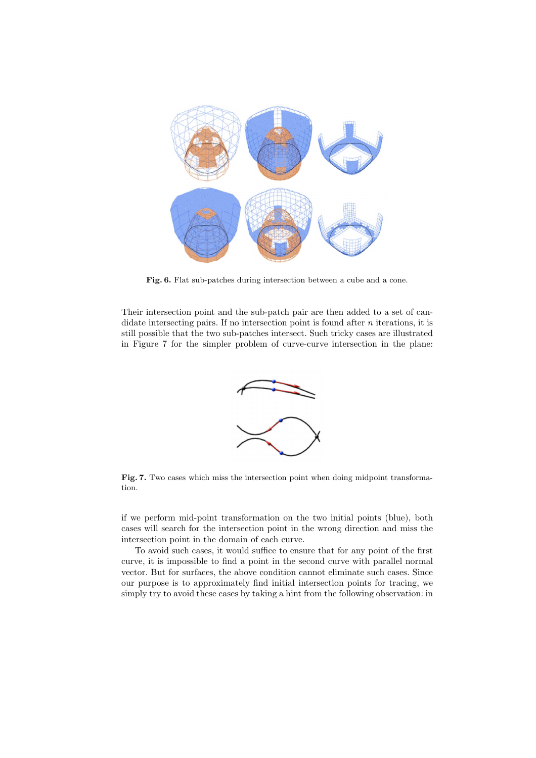**Fig. 6.** Flat sub-patches during intersection between a cube and a cone.

Their intersection point and the sub-patch pair are then added to a set of candidate intersecting pairs. If no intersection point is found after $n$ iterations, it is still possible that the two sub-patches intersect. Such tricky cases are illustrated in Figure 7 for the simpler problem of curve-curve intersection in the plane:

**Fig. 7.** Two cases which miss the intersection point when doing midpoint transformation.

if we perform mid-point transformation on the two initial points (blue), both cases will search for the intersection point in the wrong direction and miss the intersection point in the domain of each curve.

To avoid such cases, it would suffice to ensure that for any point of the first curve, it is impossible to find a point in the second curve with parallel normal vector. But for surfaces, the above condition cannot eliminate such cases. Since our purpose is to approximately find initial intersection points for tracing, we simply try to avoid these cases by taking a hint from the following observation: in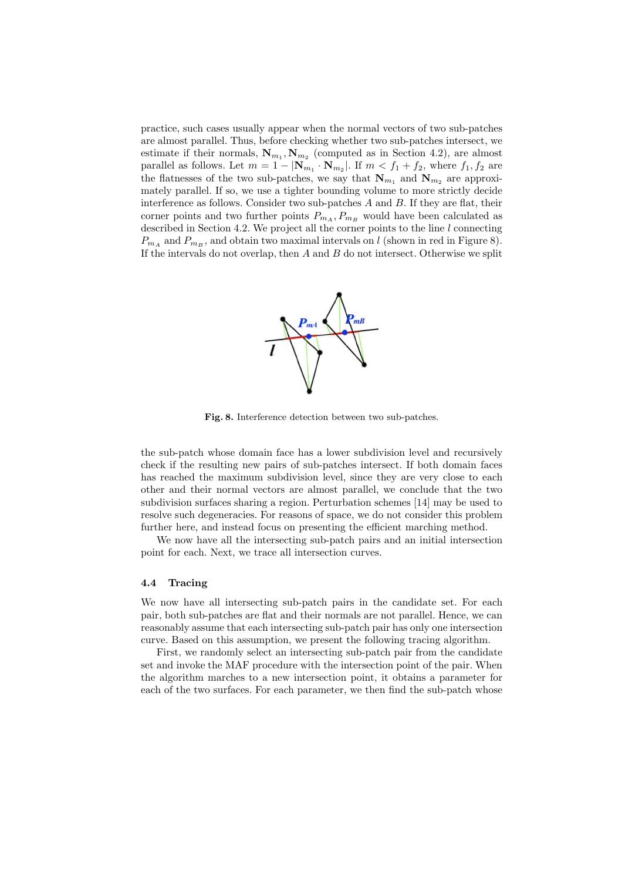practice, such cases usually appear when the normal vectors of two sub-patches are almost parallel. Thus, before checking whether two sub-patches intersect, we estimate if their normals, $\mathbf{N}_{m_1}, \mathbf{N}_{m_2}$ (computed as in Section 4.2), are almost parallel as follows. Let $m = 1 - |\mathbf{N}_{m_1} \cdot \mathbf{N}_{m_2}|$. If $m < f_1 + f_2$, where $f_1, f_2$ are the flatnesses of the two sub-patches, we say that $\mathbf{N}_{m_1}$ and $\mathbf{N}_{m_2}$ are approximately parallel. If so, we use a tighter bounding volume to more strictly decide interference as follows. Consider two sub-patches $A$ and $B$. If they are flat, their corner points and two further points $P_{m_A}, P_{m_B}$ would have been calculated as described in Section 4.2. We project all the corner points to the line $l$ connecting $P_{m_A}$ and $P_{m_B}$, and obtain two maximal intervals on $l$ (shown in red in Figure 8). If the intervals do not overlap, then $A$ and $B$ do not intersect. Otherwise we split

**Fig. 8.** Interference detection between two sub-patches.

the sub-patch whose domain face has a lower subdivision level and recursively check if the resulting new pairs of sub-patches intersect. If both domain faces has reached the maximum subdivision level, since they are very close to each other and their normal vectors are almost parallel, we conclude that the two subdivision surfaces sharing a region. Perturbation schemes [14] may be used to resolve such degeneracies. For reasons of space, we do not consider this problem further here, and instead focus on presenting the efficient marching method.

We now have all the intersecting sub-patch pairs and an initial intersection point for each. Next, we trace all intersection curves.

### 4.4 Tracing

We now have all intersecting sub-patch pairs in the candidate set. For each pair, both sub-patches are flat and their normals are not parallel. Hence, we can reasonably assume that each intersecting sub-patch pair has only one intersection curve. Based on this assumption, we present the following tracing algorithm.

First, we randomly select an intersecting sub-patch pair from the candidate set and invoke the MAF procedure with the intersection point of the pair. When the algorithm marches to a new intersection point, it obtains a parameter for each of the two surfaces. For each parameter, we then find the sub-patch whose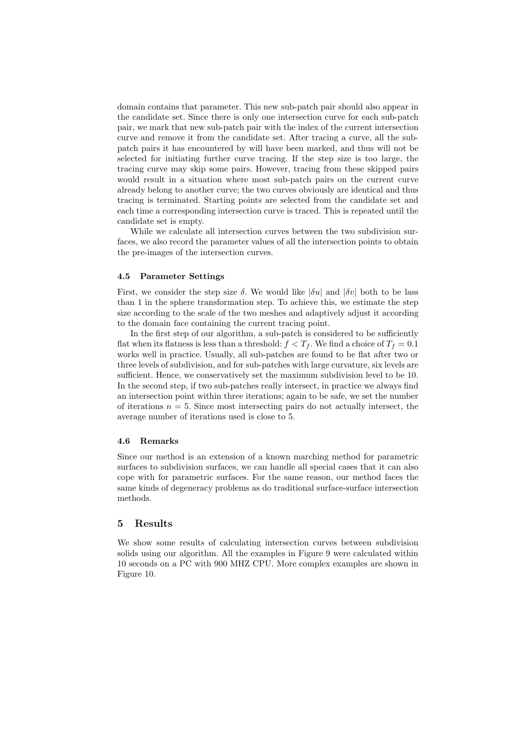domain contains that parameter. This new sub-patch pair should also appear in the candidate set. Since there is only one intersection curve for each sub-patch pair, we mark that new sub-patch pair with the index of the current intersection curve and remove it from the candidate set. After tracing a curve, all the sub-patch pairs it has encountered by will have been marked, and thus will not be selected for initiating further curve tracing. If the step size is too large, the tracing curve may skip some pairs. However, tracing from these skipped pairs would result in a situation where most sub-patch pairs on the current curve already belong to another curve; the two curves obviously are identical and thus tracing is terminated. Starting points are selected from the candidate set and each time a corresponding intersection curve is traced. This is repeated until the candidate set is empty.

While we calculate all intersection curves between the two subdivision surfaces, we also record the parameter values of all the intersection points to obtain the pre-images of the intersection curves.

### 4.5 Parameter Settings

First, we consider the step size $\delta$. We would like $|\delta u|$ and $|\delta v|$ both to be lass than 1 in the sphere transformation step. To achieve this, we estimate the step size according to the scale of the two meshes and adaptively adjust it according to the domain face containing the current tracing point.

In the first step of our algorithm, a sub-patch is considered to be sufficiently flat when its flatness is less than a threshold: $f < T_f$. We find a choice of $T_f = 0.1$ works well in practice. Usually, all sub-patches are found to be flat after two or three levels of subdivision, and for sub-patches with large curvature, six levels are sufficient. Hence, we conservatively set the maximum subdivision level to be 10. In the second step, if two sub-patches really intersect, in practice we always find an intersection point within three iterations; again to be safe, we set the number of iterations $n = 5$. Since most intersecting pairs do not actually intersect, the average number of iterations used is close to 5.

### 4.6 Remarks

Since our method is an extension of a known marching method for parametric surfaces to subdivision surfaces, we can handle all special cases that it can also cope with for parametric surfaces. For the same reason, our method faces the same kinds of degeneracy problems as do traditional surface-surface intersection methods.

## 5 Results

We show some results of calculating intersection curves between subdivision solids using our algorithm. All the examples in Figure 9 were calculated within 10 seconds on a PC with 900 MHZ CPU. More complex examples are shown in Figure 10.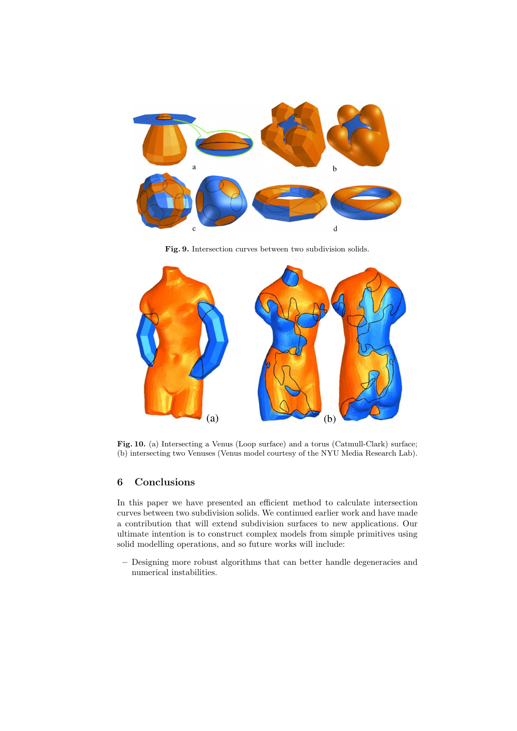**Fig. 9.** Intersection curves between two subdivision solids.

**Fig. 10.** (a) Intersecting a Venus (Loop surface) and a torus (Catmull-Clark) surface; (b) intersecting two Venuses (Venus model courtesy of the NYU Media Research Lab).

## 6 Conclusions

In this paper we have presented an efficient method to calculate intersection curves between two subdivision solids. We continued earlier work and have made a contribution that will extend subdivision surfaces to new applications. Our ultimate intention is to construct complex models from simple primitives using solid modelling operations, and so future works will include:

- Designing more robust algorithms that can better handle degeneracies and numerical instabilities.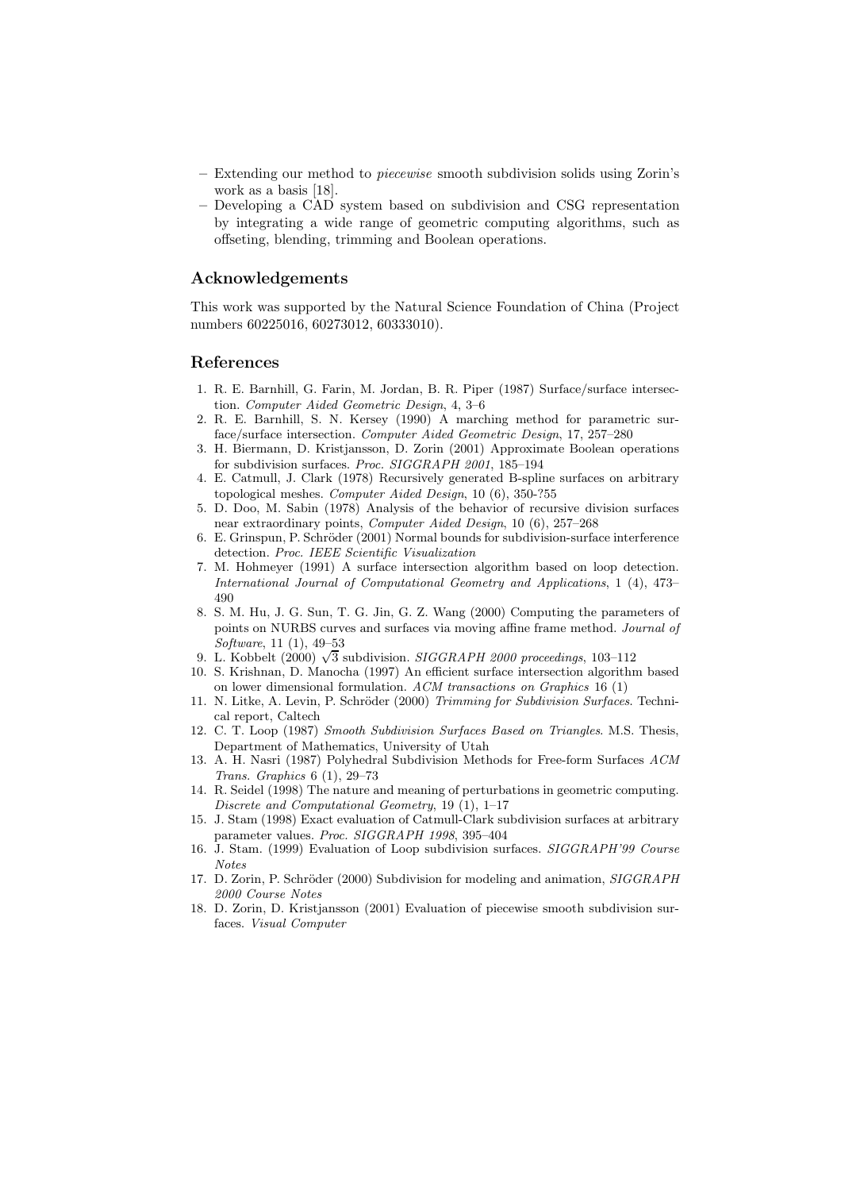- Extending our method to *piecewise* smooth subdivision solids using Zorin's work as a basis [18].
- Developing a CAD system based on subdivision and CSG representation by integrating a wide range of geometric computing algorithms, such as offseting, blending, trimming and Boolean operations.

## Acknowledgements

This work was supported by the Natural Science Foundation of China (Project numbers 60225016, 60273012, 60333010).

## References

1. R. E. Barnhill, G. Farin, M. Jordan, B. R. Piper (1987) Surface/surface intersection. *Computer Aided Geometric Design*, 4, 3–6
2. R. E. Barnhill, S. N. Kersey (1990) A marching method for parametric surface/surface intersection. *Computer Aided Geometric Design*, 17, 257–280
3. H. Biermann, D. Kristjansson, D. Zorin (2001) Approximate Boolean operations for subdivision surfaces. *Proc. SIGGRAPH 2001*, 185–194
4. E. Catmull, J. Clark (1978) Recursively generated B-spline surfaces on arbitrary topological meshes. *Computer Aided Design*, 10 (6), 350-?55
5. D. Doo, M. Sabin (1978) Analysis of the behavior of recursive division surfaces near extraordinary points, *Computer Aided Design*, 10 (6), 257–268
6. E. Grinspun, P. Schröder (2001) Normal bounds for subdivision-surface interference detection. *Proc. IEEE Scientific Visualization*
7. M. Hohmeyer (1991) A surface intersection algorithm based on loop detection. *International Journal of Computational Geometry and Applications*, 1 (4), 473–490
8. S. M. Hu, J. G. Sun, T. G. Jin, G. Z. Wang (2000) Computing the parameters of points on NURBS curves and surfaces via moving affine frame method. *Journal of Software*, 11 (1), 49–53
9. L. Kobbelt (2000) $\sqrt{3}$ subdivision. *SIGGRAPH 2000 proceedings*, 103–112
10. S. Krishnan, D. Manocha (1997) An efficient surface intersection algorithm based on lower dimensional formulation. *ACM transactions on Graphics* 16 (1)
11. N. Litke, A. Levin, P. Schröder (2000) *Trimming for Subdivision Surfaces*. Technical report, Caltech
12. C. T. Loop (1987) *Smooth Subdivision Surfaces Based on Triangles*. M.S. Thesis, Department of Mathematics, University of Utah
13. A. H. Nasri (1987) Polyhedral Subdivision Methods for Free-form Surfaces *ACM Trans. Graphics* 6 (1), 29–73
14. R. Seidel (1998) The nature and meaning of perturbations in geometric computing. *Discrete and Computational Geometry*, 19 (1), 1–17
15. J. Stam (1998) Exact evaluation of Catmull-Clark subdivision surfaces at arbitrary parameter values. *Proc. SIGGRAPH 1998*, 395–404
16. J. Stam. (1999) Evaluation of Loop subdivision surfaces. *SIGGRAPH'99 Course Notes*
17. D. Zorin, P. Schröder (2000) Subdivision for modeling and animation, *SIGGRAPH 2000 Course Notes*
18. D. Zorin, D. Kristjansson (2001) Evaluation of piecewise smooth subdivision surfaces. *Visual Computer*